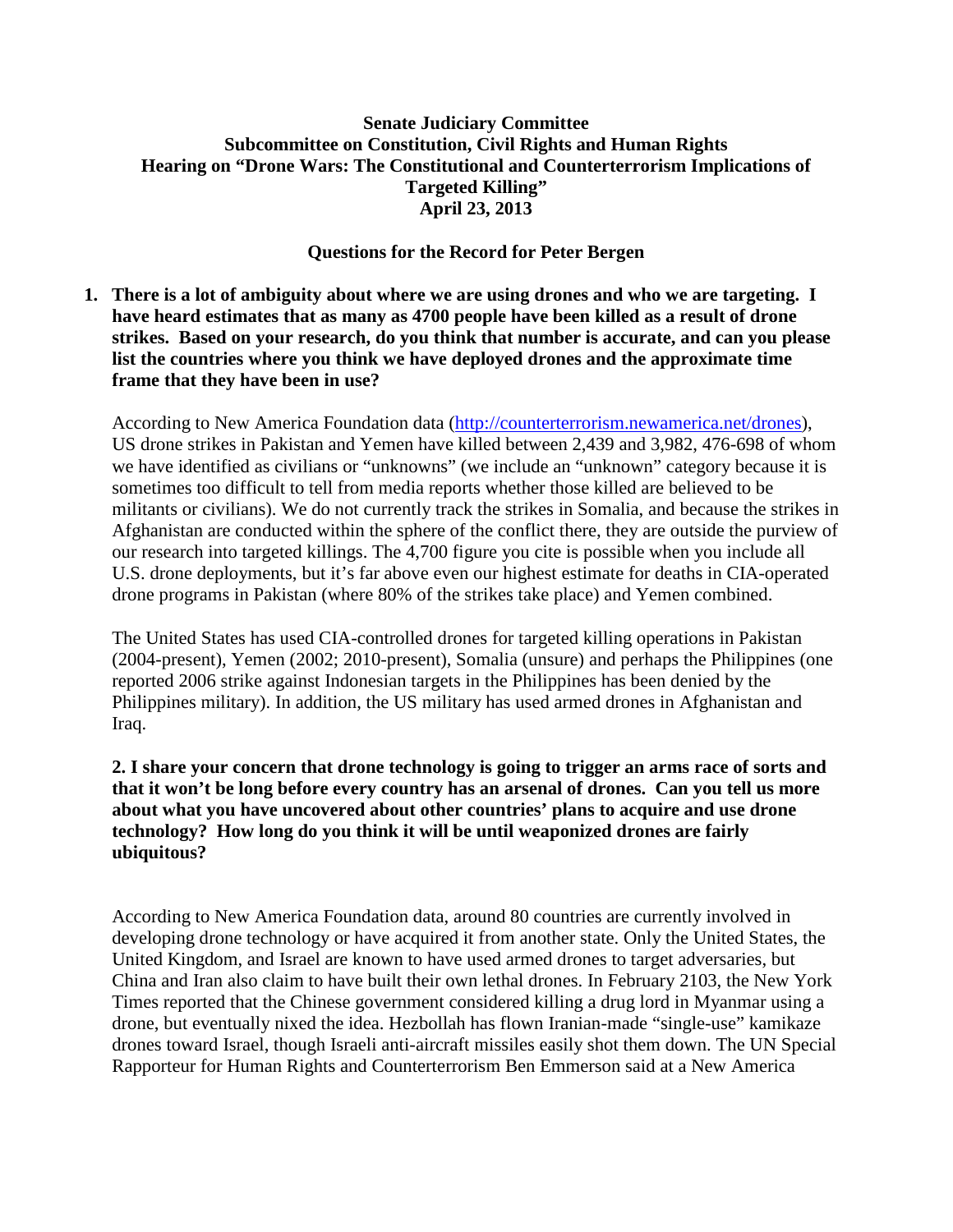**Senate Judiciary Committee**
**Subcommittee on Constitution, Civil Rights and Human Rights**
**Hearing on "Drone Wars: The Constitutional and Counterterrorism Implications of Targeted Killing"**
**April 23, 2013**

**Questions for the Record for Peter Bergen**

1. **There is a lot of ambiguity about where we are using drones and who we are targeting. I have heard estimates that as many as 4700 people have been killed as a result of drone strikes. Based on your research, do you think that number is accurate, and can you please list the countries where you think we have deployed drones and the approximate time frame that they have been in use?**

According to New America Foundation data (http://counterterrorism.newamerica.net/drones), US drone strikes in Pakistan and Yemen have killed between 2,439 and 3,982, 476-698 of whom we have identified as civilians or "unknowns" (we include an "unknown" category because it is sometimes too difficult to tell from media reports whether those killed are believed to be militants or civilians). We do not currently track the strikes in Somalia, and because the strikes in Afghanistan are conducted within the sphere of the conflict there, they are outside the purview of our research into targeted killings. The 4,700 figure you cite is possible when you include all U.S. drone deployments, but it's far above even our highest estimate for deaths in CIA-operated drone programs in Pakistan (where 80% of the strikes take place) and Yemen combined.

The United States has used CIA-controlled drones for targeted killing operations in Pakistan (2004-present), Yemen (2002; 2010-present), Somalia (unsure) and perhaps the Philippines (one reported 2006 strike against Indonesian targets in the Philippines has been denied by the Philippines military). In addition, the US military has used armed drones in Afghanistan and Iraq.

**2. I share your concern that drone technology is going to trigger an arms race of sorts and that it won't be long before every country has an arsenal of drones. Can you tell us more about what you have uncovered about other countries' plans to acquire and use drone technology? How long do you think it will be until weaponized drones are fairly ubiquitous?**

According to New America Foundation data, around 80 countries are currently involved in developing drone technology or have acquired it from another state. Only the United States, the United Kingdom, and Israel are known to have used armed drones to target adversaries, but China and Iran also claim to have built their own lethal drones. In February 2103, the New York Times reported that the Chinese government considered killing a drug lord in Myanmar using a drone, but eventually nixed the idea. Hezbollah has flown Iranian-made "single-use" kamikaze drones toward Israel, though Israeli anti-aircraft missiles easily shot them down. The UN Special Rapporteur for Human Rights and Counterterrorism Ben Emmerson said at a New America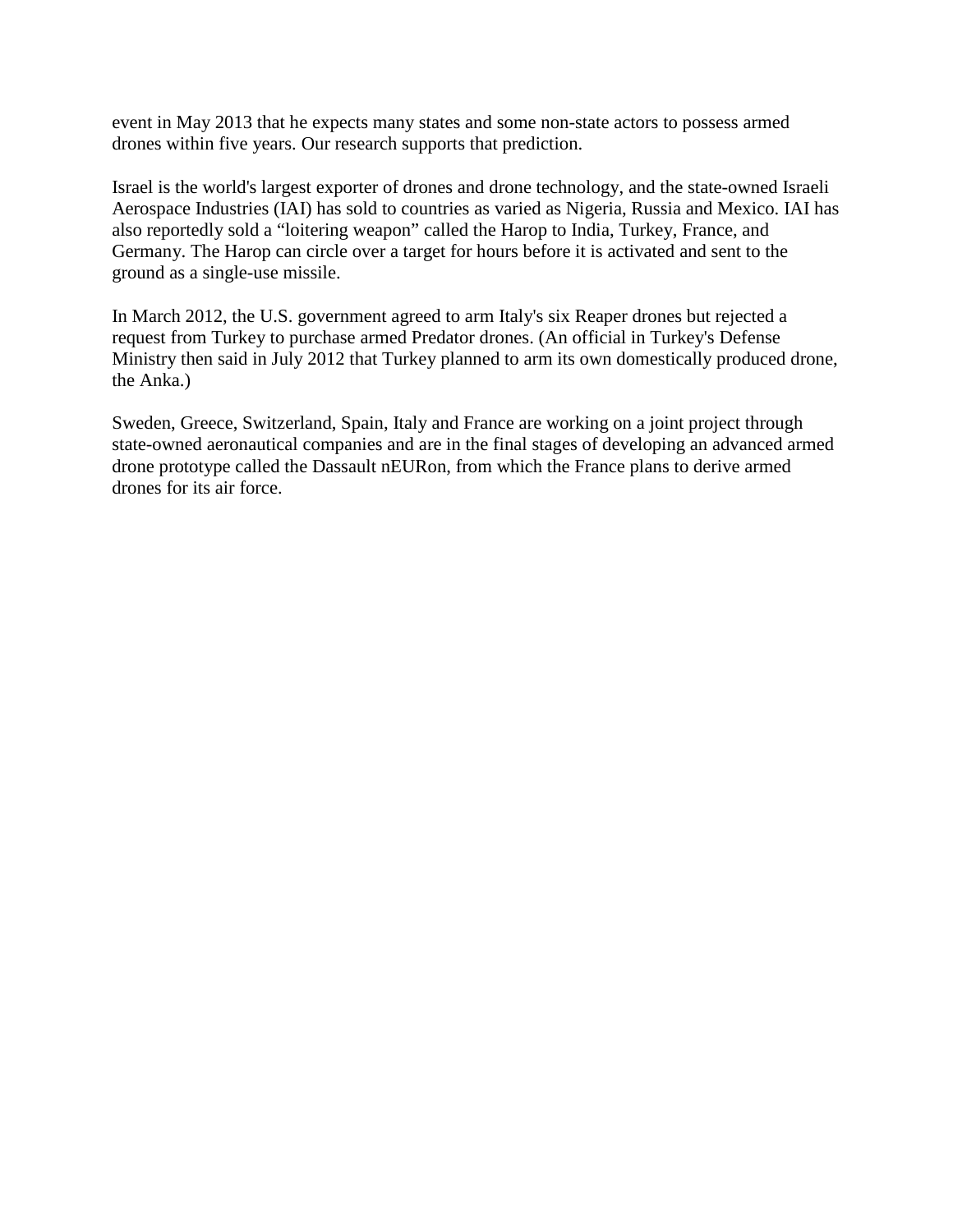event in May 2013 that he expects many states and some non-state actors to possess armed drones within five years. Our research supports that prediction.

Israel is the world's largest exporter of drones and drone technology, and the state-owned Israeli Aerospace Industries (IAI) has sold to countries as varied as Nigeria, Russia and Mexico. IAI has also reportedly sold a "loitering weapon" called the Harop to India, Turkey, France, and Germany. The Harop can circle over a target for hours before it is activated and sent to the ground as a single-use missile.

In March 2012, the U.S. government agreed to arm Italy's six Reaper drones but rejected a request from Turkey to purchase armed Predator drones. (An official in Turkey's Defense Ministry then said in July 2012 that Turkey planned to arm its own domestically produced drone, the Anka.)

Sweden, Greece, Switzerland, Spain, Italy and France are working on a joint project through state-owned aeronautical companies and are in the final stages of developing an advanced armed drone prototype called the Dassault nEURon, from which the France plans to derive armed drones for its air force.